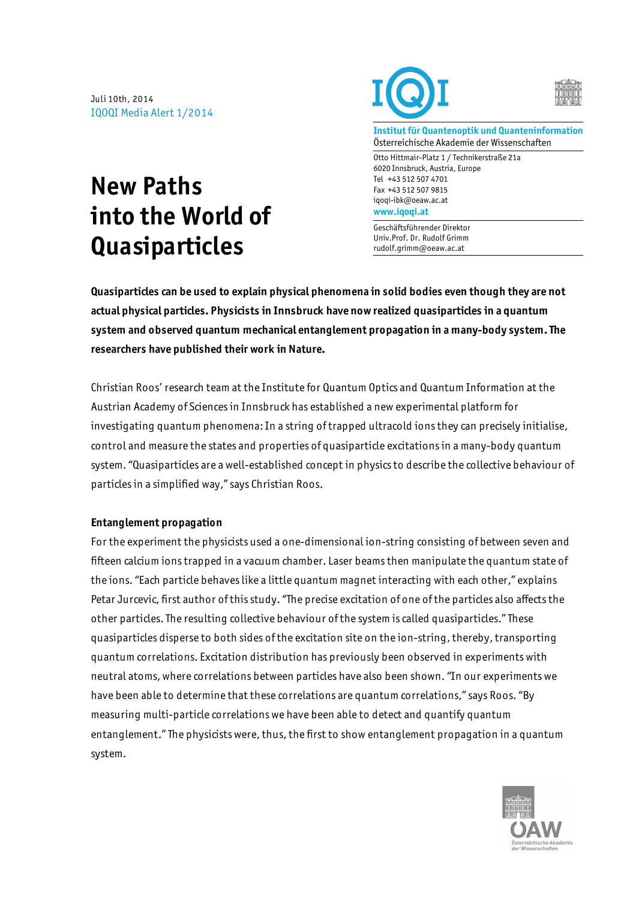Juli 10th, 2014
IQOQI Media Alert 1/2014

**Institut für Quantenoptik und Quanteninformation**
Österreichische Akademie der Wissenschaften

Otto Hittmair-Platz 1 / Technikerstraße 21a
6020 Innsbruck, Austria, Europe
Tel +43 512 507 4701
Fax +43 512 507 9815
iqoqi-ibk@oeaw.ac.at
**www.iqoqi.at**

Geschäftsführender Direktor
Univ.Prof. Dr. Rudolf Grimm
rudolf.grimm@oeaw.ac.at

# New Paths into the World of Quasiparticles

**Quasiparticles can be used to explain physical phenomena in solid bodies even though they are not actual physical particles. Physicists in Innsbruck have now realized quasiparticles in a quantum system and observed quantum mechanical entanglement propagation in a many-body system. The researchers have published their work in Nature.**

Christian Roos' research team at the Institute for Quantum Optics and Quantum Information at the Austrian Academy of Sciences in Innsbruck has established a new experimental platform for investigating quantum phenomena: In a string of trapped ultracold ions they can precisely initialise, control and measure the states and properties of quasiparticle excitations in a many-body quantum system. "Quasiparticles are a well-established concept in physics to describe the collective behaviour of particles in a simplified way," says Christian Roos.

### Entanglement propagation

For the experiment the physicists used a one-dimensional ion-string consisting of between seven and fifteen calcium ions trapped in a vacuum chamber. Laser beams then manipulate the quantum state of the ions. "Each particle behaves like a little quantum magnet interacting with each other," explains Petar Jurcevic, first author of this study. "The precise excitation of one of the particles also affects the other particles. The resulting collective behaviour of the system is called quasiparticles." These quasiparticles disperse to both sides of the excitation site on the ion-string, thereby, transporting quantum correlations. Excitation distribution has previously been observed in experiments with neutral atoms, where correlations between particles have also been shown. "In our experiments we have been able to determine that these correlations are quantum correlations," says Roos. "By measuring multi-particle correlations we have been able to detect and quantify quantum entanglement." The physicists were, thus, the first to show entanglement propagation in a quantum system.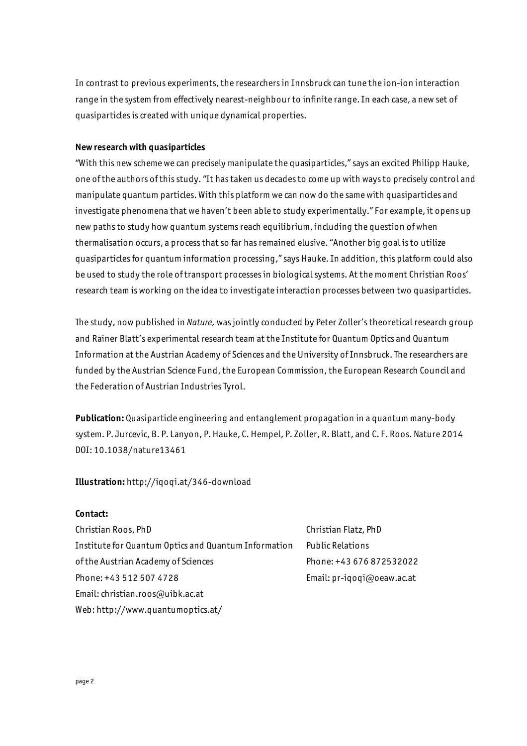In contrast to previous experiments, the researchers in Innsbruck can tune the ion-ion interaction range in the system from effectively nearest-neighbour to infinite range. In each case, a new set of quasiparticles is created with unique dynamical properties.

**New research with quasiparticles**

"With this new scheme we can precisely manipulate the quasiparticles," says an excited Philipp Hauke, one of the authors of this study. "It has taken us decades to come up with ways to precisely control and manipulate quantum particles. With this platform we can now do the same with quasiparticles and investigate phenomena that we haven't been able to study experimentally." For example, it opens up new paths to study how quantum systems reach equilibrium, including the question of when thermalisation occurs, a process that so far has remained elusive. "Another big goal is to utilize quasiparticles for quantum information processing," says Hauke. In addition, this platform could also be used to study the role of transport processes in biological systems. At the moment Christian Roos' research team is working on the idea to investigate interaction processes between two quasiparticles.

The study, now published in *Nature,* was jointly conducted by Peter Zoller's theoretical research group and Rainer Blatt's experimental research team at the Institute for Quantum Optics and Quantum Information at the Austrian Academy of Sciences and the University of Innsbruck. The researchers are funded by the Austrian Science Fund, the European Commission, the European Research Council and the Federation of Austrian Industries Tyrol.

**Publication:** Quasiparticle engineering and entanglement propagation in a quantum many-body system. P. Jurcevic, B. P. Lanyon, P. Hauke, C. Hempel, P. Zoller, R. Blatt, and C. F. Roos. Nature 2014 DOI: 10.1038/nature13461

**Illustration:** http://iqoqi.at/346-download

**Contact:**

Christian Roos, PhD
Institute for Quantum Optics and Quantum Information of the Austrian Academy of Sciences
Phone: +43 512 507 4728
Email: christian.roos@uibk.ac.at
Web: http://www.quantumoptics.at/

Christian Flatz, PhD
Public Relations
Phone: +43 676 872532022
Email: pr-iqoqi@oeaw.ac.at